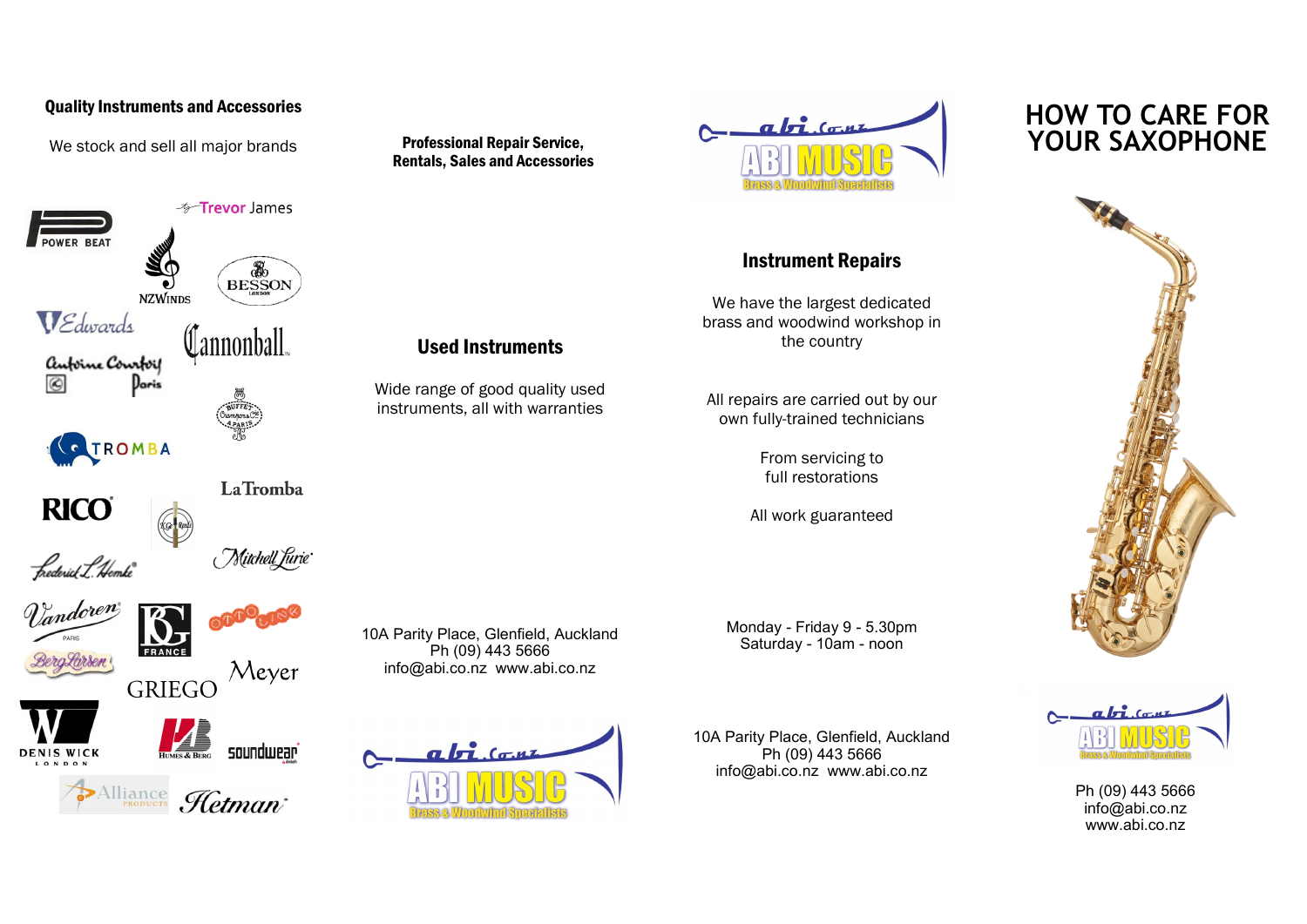## Quality Instruments and Accessories

We stock and sell all major brands

Trevor James

POWER BEAT

NZWINDS

BESSON

Edwards

Cannonball

Antoine Courtois Paris

Buffet Crampon & Cie A Paris

TROMBA

LaTromba

RICO

Frederick L. Hemke

Mitchell Lurie

Vandoren PARIS

BG FRANCE

OTTO LINK

BergLarsen

GRIEGO

Meyer

DENIS WICK LONDON

Humes & Berg

soundwear

Alliance PRODUCTS

Hetman

**Professional Repair Service, Rentals, Sales and Accessories**

## Used Instruments

Wide range of good quality used instruments, all with warranties

10A Parity Place, Glenfield, Auckland
Ph (09) 443 5666
info@abi.co.nz www.abi.co.nz

abi.co.nz ABI MUSIC Brass & Woodwind Specialists

abi.co.nz ABI MUSIC Brass & Woodwind Specialists

## Instrument Repairs

We have the largest dedicated brass and woodwind workshop in the country

All repairs are carried out by our own fully-trained technicians

From servicing to full restorations

All work guaranteed

Monday - Friday 9 - 5.30pm
Saturday - 10am - noon

10A Parity Place, Glenfield, Auckland
Ph (09) 443 5666
info@abi.co.nz www.abi.co.nz

# HOW TO CARE FOR YOUR SAXOPHONE

abi.co.nz ABI MUSIC Brass & Woodwind Specialists

Ph (09) 443 5666
info@abi.co.nz
www.abi.co.nz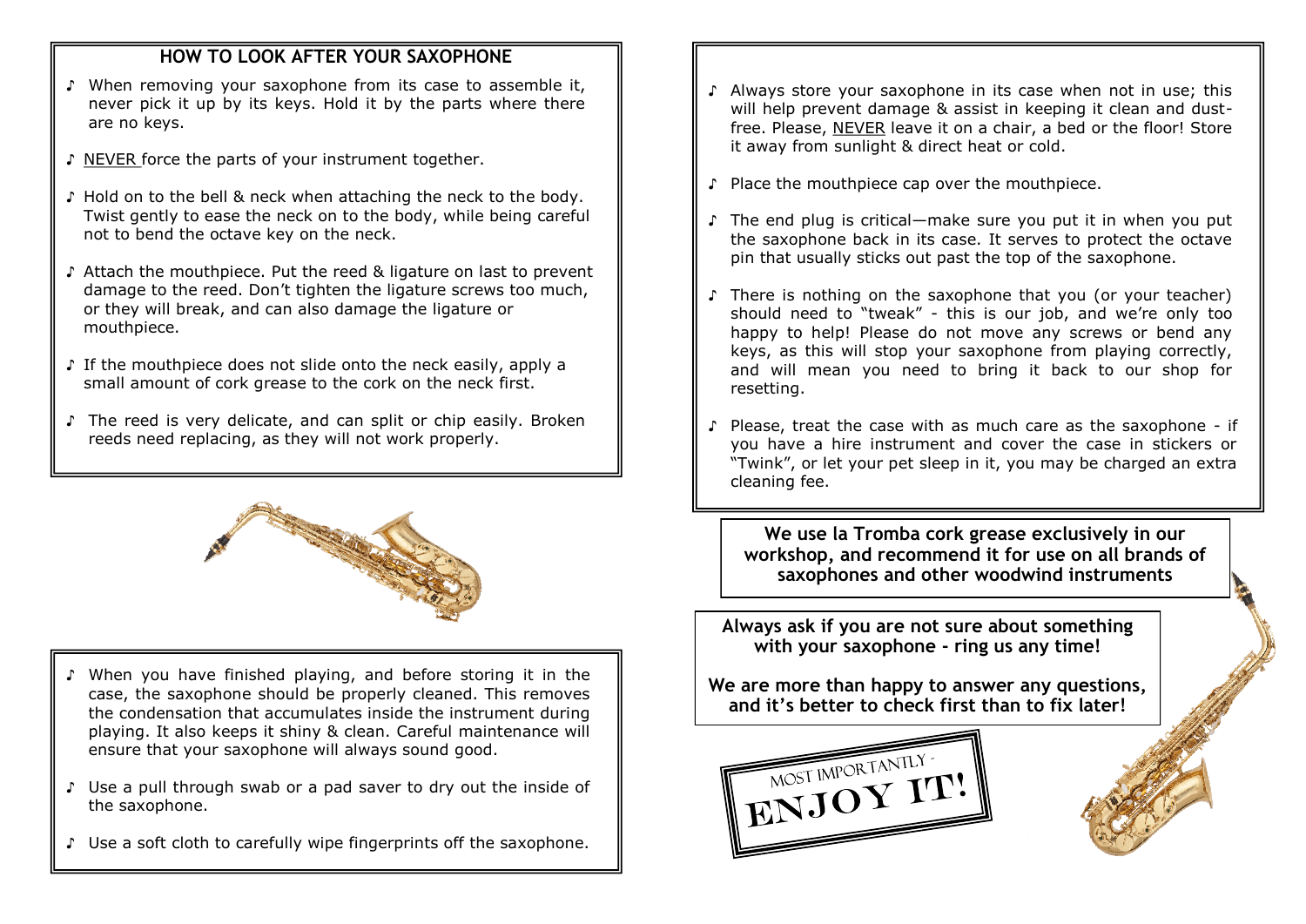## HOW TO LOOK AFTER YOUR SAXOPHONE

- When removing your saxophone from its case to assemble it, never pick it up by its keys. Hold it by the parts where there are no keys.
- NEVER force the parts of your instrument together.
- Hold on to the bell & neck when attaching the neck to the body. Twist gently to ease the neck on to the body, while being careful not to bend the octave key on the neck.
- Attach the mouthpiece. Put the reed & ligature on last to prevent damage to the reed. Don't tighten the ligature screws too much, or they will break, and can also damage the ligature or mouthpiece.
- If the mouthpiece does not slide onto the neck easily, apply a small amount of cork grease to the cork on the neck first.
- The reed is very delicate, and can split or chip easily. Broken reeds need replacing, as they will not work properly.

- When you have finished playing, and before storing it in the case, the saxophone should be properly cleaned. This removes the condensation that accumulates inside the instrument during playing. It also keeps it shiny & clean. Careful maintenance will ensure that your saxophone will always sound good.
- Use a pull through swab or a pad saver to dry out the inside of the saxophone.
- Use a soft cloth to carefully wipe fingerprints off the saxophone.

- Always store your saxophone in its case when not in use; this will help prevent damage & assist in keeping it clean and dust-free. Please, NEVER leave it on a chair, a bed or the floor! Store it away from sunlight & direct heat or cold.
- Place the mouthpiece cap over the mouthpiece.
- The end plug is critical—make sure you put it in when you put the saxophone back in its case. It serves to protect the octave pin that usually sticks out past the top of the saxophone.
- There is nothing on the saxophone that you (or your teacher) should need to "tweak" - this is our job, and we're only too happy to help! Please do not move any screws or bend any keys, as this will stop your saxophone from playing correctly, and will mean you need to bring it back to our shop for resetting.
- Please, treat the case with as much care as the saxophone - if you have a hire instrument and cover the case in stickers or "Twink", or let your pet sleep in it, you may be charged an extra cleaning fee.

**We use la Tromba cork grease exclusively in our workshop, and recommend it for use on all brands of saxophones and other woodwind instruments**

**Always ask if you are not sure about something with your saxophone - ring us any time!**

**We are more than happy to answer any questions, and it's better to check first than to fix later!**

MOST IMPORTANTLY -
ENJOY IT!